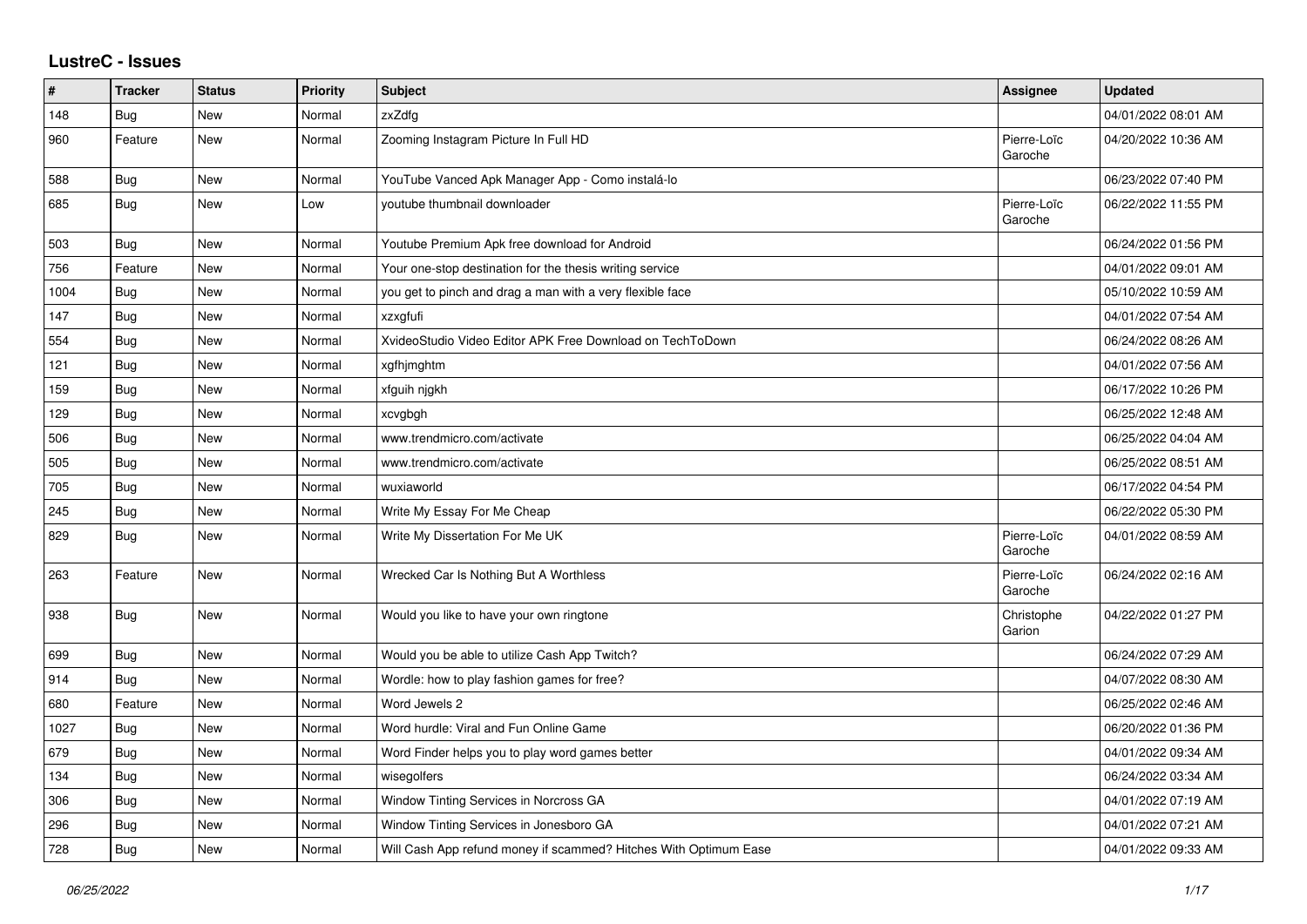# LustreC - Issues

| # | Tracker | Status | Priority | Subject | Assignee | Updated |
|---|---|---|---|---|---|---|
| 148 | Bug | New | Normal | zxZdfg | | 04/01/2022 08:01 AM |
| 960 | Feature | New | Normal | Zooming Instagram Picture In Full HD | Pierre-Loïc Garoche | 04/20/2022 10:36 AM |
| 588 | Bug | New | Normal | YouTube Vanced Apk Manager App - Como instalá-lo | | 06/23/2022 07:40 PM |
| 685 | Bug | New | Low | youtube thumbnail downloader | Pierre-Loïc Garoche | 06/22/2022 11:55 PM |
| 503 | Bug | New | Normal | Youtube Premium Apk free download for Android | | 06/24/2022 01:56 PM |
| 756 | Feature | New | Normal | Your one-stop destination for the thesis writing service | | 04/01/2022 09:01 AM |
| 1004 | Bug | New | Normal | you get to pinch and drag a man with a very flexible face | | 05/10/2022 10:59 AM |
| 147 | Bug | New | Normal | xzxgfufi | | 04/01/2022 07:54 AM |
| 554 | Bug | New | Normal | XvideoStudio Video Editor APK Free Download on TechToDown | | 06/24/2022 08:26 AM |
| 121 | Bug | New | Normal | xgfhjmghtm | | 04/01/2022 07:56 AM |
| 159 | Bug | New | Normal | xfguih njgkh | | 06/17/2022 10:26 PM |
| 129 | Bug | New | Normal | xcvgbgh | | 06/25/2022 12:48 AM |
| 506 | Bug | New | Normal | www.trendmicro.com/activate | | 06/25/2022 04:04 AM |
| 505 | Bug | New | Normal | www.trendmicro.com/activate | | 06/25/2022 08:51 AM |
| 705 | Bug | New | Normal | wuxiaworld | | 06/17/2022 04:54 PM |
| 245 | Bug | New | Normal | Write My Essay For Me Cheap | | 06/22/2022 05:30 PM |
| 829 | Bug | New | Normal | Write My Dissertation For Me UK | Pierre-Loïc Garoche | 04/01/2022 08:59 AM |
| 263 | Feature | New | Normal | Wrecked Car Is Nothing But A Worthless | Pierre-Loïc Garoche | 06/24/2022 02:16 AM |
| 938 | Bug | New | Normal | Would you like to have your own ringtone | Christophe Garion | 04/22/2022 01:27 PM |
| 699 | Bug | New | Normal | Would you be able to utilize Cash App Twitch? | | 06/24/2022 07:29 AM |
| 914 | Bug | New | Normal | Wordle: how to play fashion games for free? | | 04/07/2022 08:30 AM |
| 680 | Feature | New | Normal | Word Jewels 2 | | 06/25/2022 02:46 AM |
| 1027 | Bug | New | Normal | Word hurdle: Viral and Fun Online Game | | 06/20/2022 01:36 PM |
| 679 | Bug | New | Normal | Word Finder helps you to play word games better | | 04/01/2022 09:34 AM |
| 134 | Bug | New | Normal | wisegolfers | | 06/24/2022 03:34 AM |
| 306 | Bug | New | Normal | Window Tinting Services in Norcross GA | | 04/01/2022 07:19 AM |
| 296 | Bug | New | Normal | Window Tinting Services in Jonesboro GA | | 04/01/2022 07:21 AM |
| 728 | Bug | New | Normal | Will Cash App refund money if scammed? Hitches With Optimum Ease | | 04/01/2022 09:33 AM |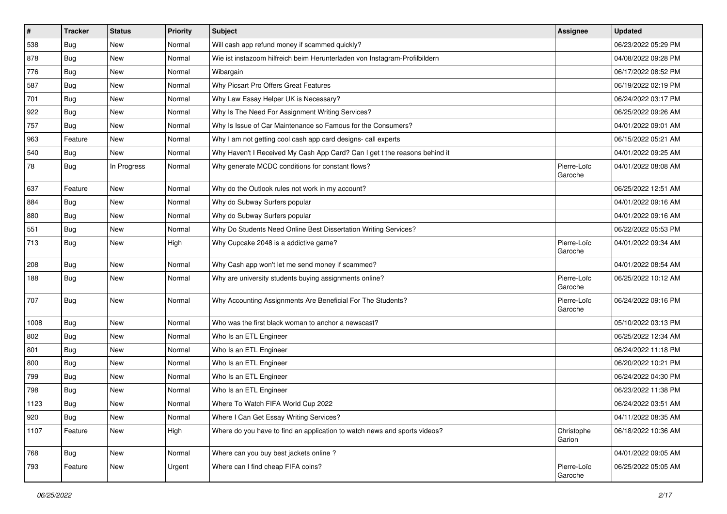| # | Tracker | Status | Priority | Subject | Assignee | Updated |
|---|---|---|---|---|---|---|
| 538 | Bug | New | Normal | Will cash app refund money if scammed quickly? | | 06/23/2022 05:29 PM |
| 878 | Bug | New | Normal | Wie ist instazoom hilfreich beim Herunterladen von Instagram-Profilbildern | | 04/08/2022 09:28 PM |
| 776 | Bug | New | Normal | Wibargain | | 06/17/2022 08:52 PM |
| 587 | Bug | New | Normal | Why Picsart Pro Offers Great Features | | 06/19/2022 02:19 PM |
| 701 | Bug | New | Normal | Why Law Essay Helper UK is Necessary? | | 06/24/2022 03:17 PM |
| 922 | Bug | New | Normal | Why Is The Need For Assignment Writing Services? | | 06/25/2022 09:26 AM |
| 757 | Bug | New | Normal | Why Is Issue of Car Maintenance so Famous for the Consumers? | | 04/01/2022 09:01 AM |
| 963 | Feature | New | Normal | Why I am not getting cool cash app card designs- call experts | | 06/15/2022 05:21 AM |
| 540 | Bug | New | Normal | Why Haven't I Received My Cash App Card? Can I get t the reasons behind it | | 04/01/2022 09:25 AM |
| 78 | Bug | In Progress | Normal | Why generate MCDC conditions for constant flows? | Pierre-Loïc Garoche | 04/01/2022 08:08 AM |
| 637 | Feature | New | Normal | Why do the Outlook rules not work in my account? | | 06/25/2022 12:51 AM |
| 884 | Bug | New | Normal | Why do Subway Surfers popular | | 04/01/2022 09:16 AM |
| 880 | Bug | New | Normal | Why do Subway Surfers popular | | 04/01/2022 09:16 AM |
| 551 | Bug | New | Normal | Why Do Students Need Online Best Dissertation Writing Services? | | 06/22/2022 05:53 PM |
| 713 | Bug | New | High | Why Cupcake 2048 is a addictive game? | Pierre-Loïc Garoche | 04/01/2022 09:34 AM |
| 208 | Bug | New | Normal | Why Cash app won't let me send money if scammed? | | 04/01/2022 08:54 AM |
| 188 | Bug | New | Normal | Why are university students buying assignments online? | Pierre-Loïc Garoche | 06/25/2022 10:12 AM |
| 707 | Bug | New | Normal | Why Accounting Assignments Are Beneficial For The Students? | Pierre-Loïc Garoche | 06/24/2022 09:16 PM |
| 1008 | Bug | New | Normal | Who was the first black woman to anchor a newscast? | | 05/10/2022 03:13 PM |
| 802 | Bug | New | Normal | Who Is an ETL Engineer | | 06/25/2022 12:34 AM |
| 801 | Bug | New | Normal | Who Is an ETL Engineer | | 06/24/2022 11:18 PM |
| 800 | Bug | New | Normal | Who Is an ETL Engineer | | 06/20/2022 10:21 PM |
| 799 | Bug | New | Normal | Who Is an ETL Engineer | | 06/24/2022 04:30 PM |
| 798 | Bug | New | Normal | Who Is an ETL Engineer | | 06/23/2022 11:38 PM |
| 1123 | Bug | New | Normal | Where To Watch FIFA World Cup 2022 | | 06/24/2022 03:51 AM |
| 920 | Bug | New | Normal | Where I Can Get Essay Writing Services? | | 04/11/2022 08:35 AM |
| 1107 | Feature | New | High | Where do you have to find an application to watch news and sports videos? | Christophe Garion | 06/18/2022 10:36 AM |
| 768 | Bug | New | Normal | Where can you buy best jackets online ? | | 04/01/2022 09:05 AM |
| 793 | Feature | New | Urgent | Where can I find cheap FIFA coins? | Pierre-Loïc Garoche | 06/25/2022 05:05 AM |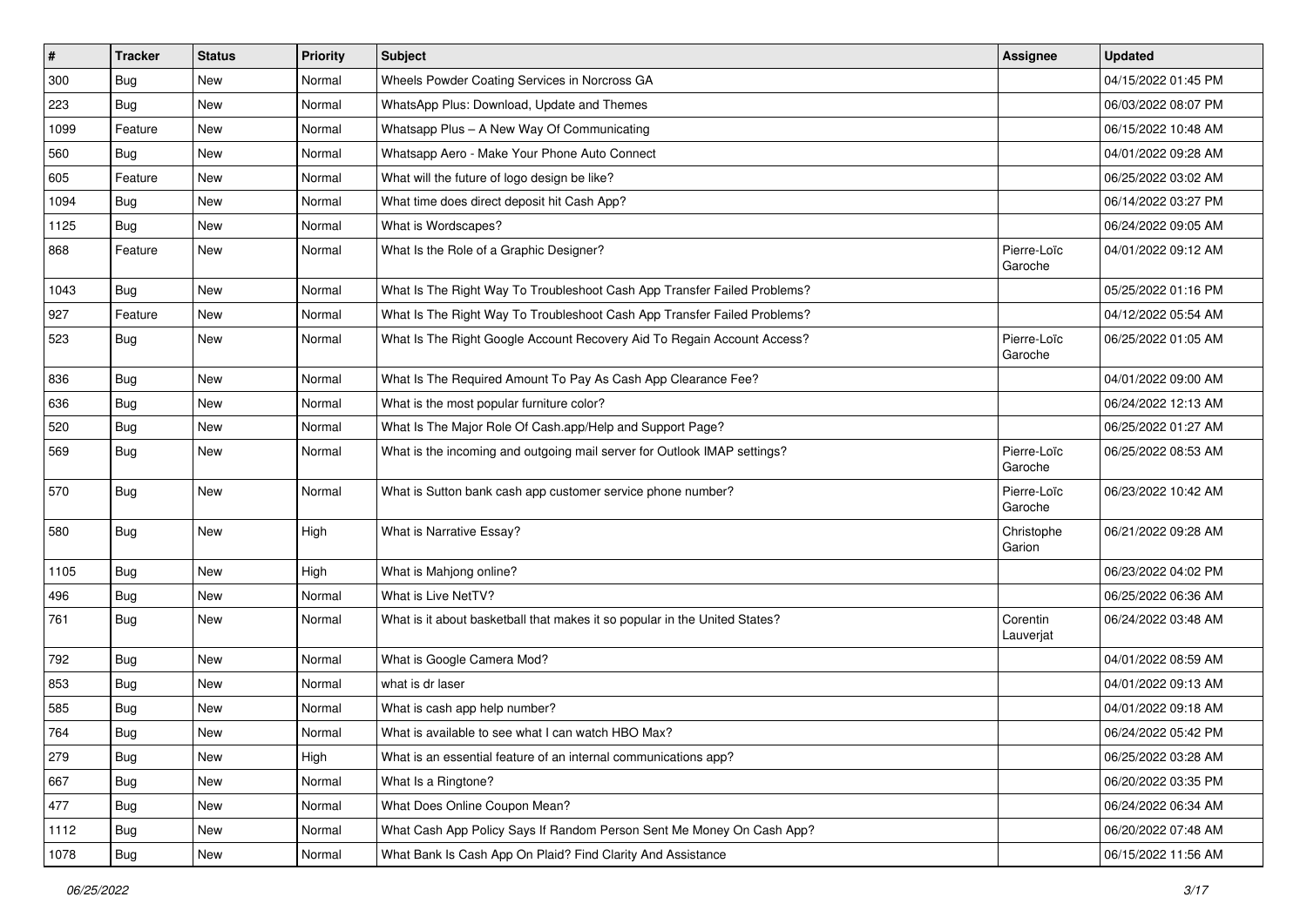| # | Tracker | Status | Priority | Subject | Assignee | Updated |
| --- | --- | --- | --- | --- | --- | --- |
| 300 | Bug | New | Normal | Wheels Powder Coating Services in Norcross GA | | 04/15/2022 01:45 PM |
| 223 | Bug | New | Normal | WhatsApp Plus: Download, Update and Themes | | 06/03/2022 08:07 PM |
| 1099 | Feature | New | Normal | Whatsapp Plus – A New Way Of Communicating | | 06/15/2022 10:48 AM |
| 560 | Bug | New | Normal | Whatsapp Aero - Make Your Phone Auto Connect | | 04/01/2022 09:28 AM |
| 605 | Feature | New | Normal | What will the future of logo design be like? | | 06/25/2022 03:02 AM |
| 1094 | Bug | New | Normal | What time does direct deposit hit Cash App? | | 06/14/2022 03:27 PM |
| 1125 | Bug | New | Normal | What is Wordscapes? | | 06/24/2022 09:05 AM |
| 868 | Feature | New | Normal | What Is the Role of a Graphic Designer? | Pierre-Loïc Garoche | 04/01/2022 09:12 AM |
| 1043 | Bug | New | Normal | What Is The Right Way To Troubleshoot Cash App Transfer Failed Problems? | | 05/25/2022 01:16 PM |
| 927 | Feature | New | Normal | What Is The Right Way To Troubleshoot Cash App Transfer Failed Problems? | | 04/12/2022 05:54 AM |
| 523 | Bug | New | Normal | What Is The Right Google Account Recovery Aid To Regain Account Access? | Pierre-Loïc Garoche | 06/25/2022 01:05 AM |
| 836 | Bug | New | Normal | What Is The Required Amount To Pay As Cash App Clearance Fee? | | 04/01/2022 09:00 AM |
| 636 | Bug | New | Normal | What is the most popular furniture color? | | 06/24/2022 12:13 AM |
| 520 | Bug | New | Normal | What Is The Major Role Of Cash.app/Help and Support Page? | | 06/25/2022 01:27 AM |
| 569 | Bug | New | Normal | What is the incoming and outgoing mail server for Outlook IMAP settings? | Pierre-Loïc Garoche | 06/25/2022 08:53 AM |
| 570 | Bug | New | Normal | What is Sutton bank cash app customer service phone number? | Pierre-Loïc Garoche | 06/23/2022 10:42 AM |
| 580 | Bug | New | High | What is Narrative Essay? | Christophe Garion | 06/21/2022 09:28 AM |
| 1105 | Bug | New | High | What is Mahjong online? | | 06/23/2022 04:02 PM |
| 496 | Bug | New | Normal | What is Live NetTV? | | 06/25/2022 06:36 AM |
| 761 | Bug | New | Normal | What is it about basketball that makes it so popular in the United States? | Corentin Lauverjat | 06/24/2022 03:48 AM |
| 792 | Bug | New | Normal | What is Google Camera Mod? | | 04/01/2022 08:59 AM |
| 853 | Bug | New | Normal | what is dr laser | | 04/01/2022 09:13 AM |
| 585 | Bug | New | Normal | What is cash app help number? | | 04/01/2022 09:18 AM |
| 764 | Bug | New | Normal | What is available to see what I can watch HBO Max? | | 06/24/2022 05:42 PM |
| 279 | Bug | New | High | What is an essential feature of an internal communications app? | | 06/25/2022 03:28 AM |
| 667 | Bug | New | Normal | What Is a Ringtone? | | 06/20/2022 03:35 PM |
| 477 | Bug | New | Normal | What Does Online Coupon Mean? | | 06/24/2022 06:34 AM |
| 1112 | Bug | New | Normal | What Cash App Policy Says If Random Person Sent Me Money On Cash App? | | 06/20/2022 07:48 AM |
| 1078 | Bug | New | Normal | What Bank Is Cash App On Plaid? Find Clarity And Assistance | | 06/15/2022 11:56 AM |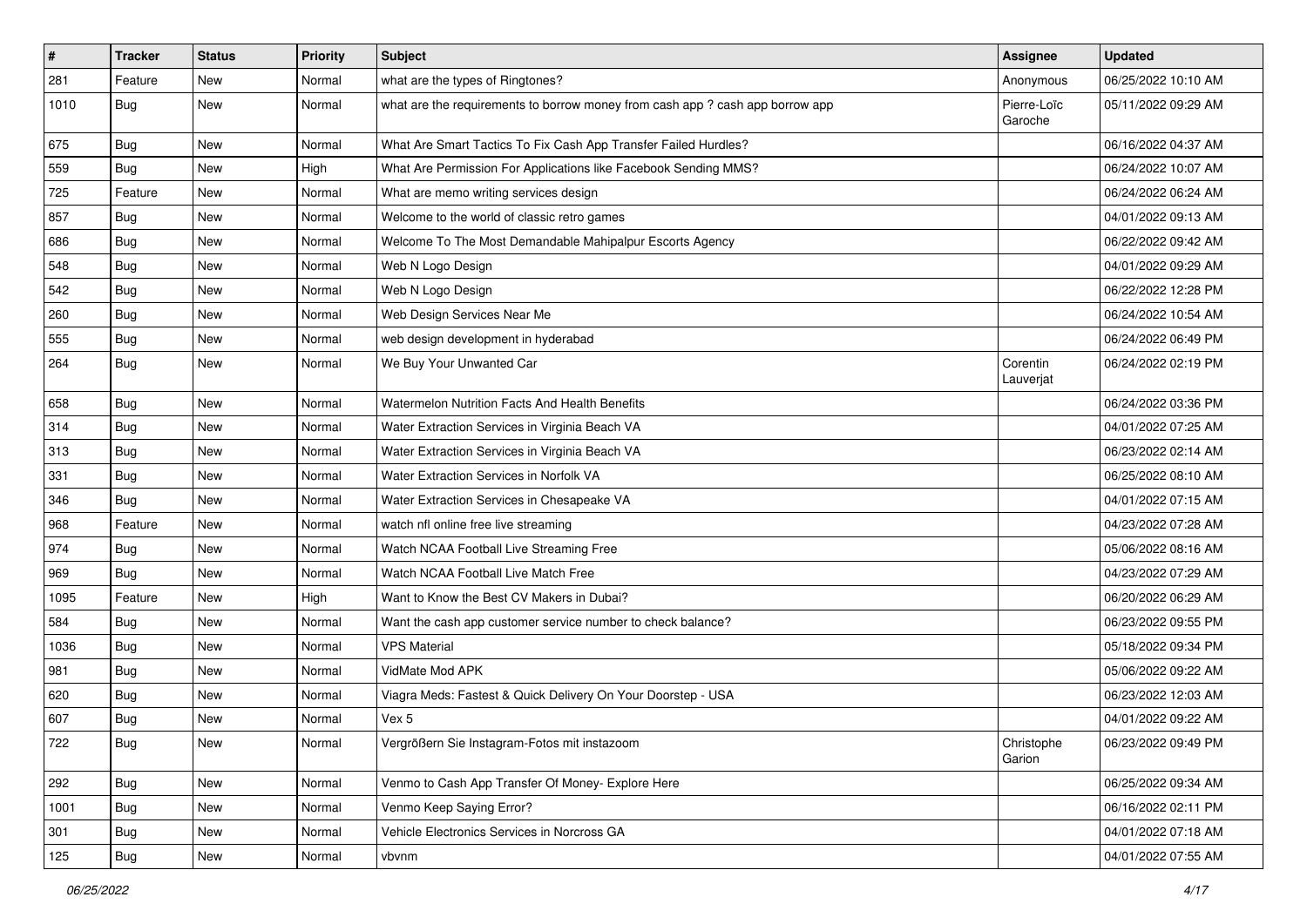| # | Tracker | Status | Priority | Subject | Assignee | Updated |
|---|---|---|---|---|---|---|
| 281 | Feature | New | Normal | what are the types of Ringtones? | Anonymous | 06/25/2022 10:10 AM |
| 1010 | Bug | New | Normal | what are the requirements to borrow money from cash app ? cash app borrow app | Pierre-Loïc Garoche | 05/11/2022 09:29 AM |
| 675 | Bug | New | Normal | What Are Smart Tactics To Fix Cash App Transfer Failed Hurdles? | | 06/16/2022 04:37 AM |
| 559 | Bug | New | High | What Are Permission For Applications like Facebook Sending MMS? | | 06/24/2022 10:07 AM |
| 725 | Feature | New | Normal | What are memo writing services design | | 06/24/2022 06:24 AM |
| 857 | Bug | New | Normal | Welcome to the world of classic retro games | | 04/01/2022 09:13 AM |
| 686 | Bug | New | Normal | Welcome To The Most Demandable Mahipalpur Escorts Agency | | 06/22/2022 09:42 AM |
| 548 | Bug | New | Normal | Web N Logo Design | | 04/01/2022 09:29 AM |
| 542 | Bug | New | Normal | Web N Logo Design | | 06/22/2022 12:28 PM |
| 260 | Bug | New | Normal | Web Design Services Near Me | | 06/24/2022 10:54 AM |
| 555 | Bug | New | Normal | web design development in hyderabad | | 06/24/2022 06:49 PM |
| 264 | Bug | New | Normal | We Buy Your Unwanted Car | Corentin Lauverjat | 06/24/2022 02:19 PM |
| 658 | Bug | New | Normal | Watermelon Nutrition Facts And Health Benefits | | 06/24/2022 03:36 PM |
| 314 | Bug | New | Normal | Water Extraction Services in Virginia Beach VA | | 04/01/2022 07:25 AM |
| 313 | Bug | New | Normal | Water Extraction Services in Virginia Beach VA | | 06/23/2022 02:14 AM |
| 331 | Bug | New | Normal | Water Extraction Services in Norfolk VA | | 06/25/2022 08:10 AM |
| 346 | Bug | New | Normal | Water Extraction Services in Chesapeake VA | | 04/01/2022 07:15 AM |
| 968 | Feature | New | Normal | watch nfl online free live streaming | | 04/23/2022 07:28 AM |
| 974 | Bug | New | Normal | Watch NCAA Football Live Streaming Free | | 05/06/2022 08:16 AM |
| 969 | Bug | New | Normal | Watch NCAA Football Live Match Free | | 04/23/2022 07:29 AM |
| 1095 | Feature | New | High | Want to Know the Best CV Makers in Dubai? | | 06/20/2022 06:29 AM |
| 584 | Bug | New | Normal | Want the cash app customer service number to check balance? | | 06/23/2022 09:55 PM |
| 1036 | Bug | New | Normal | VPS Material | | 05/18/2022 09:34 PM |
| 981 | Bug | New | Normal | VidMate Mod APK | | 05/06/2022 09:22 AM |
| 620 | Bug | New | Normal | Viagra Meds: Fastest & Quick Delivery On Your Doorstep - USA | | 06/23/2022 12:03 AM |
| 607 | Bug | New | Normal | Vex 5 | | 04/01/2022 09:22 AM |
| 722 | Bug | New | Normal | Vergrößern Sie Instagram-Fotos mit instazoom | Christophe Garion | 06/23/2022 09:49 PM |
| 292 | Bug | New | Normal | Venmo to Cash App Transfer Of Money- Explore Here | | 06/25/2022 09:34 AM |
| 1001 | Bug | New | Normal | Venmo Keep Saying Error? | | 06/16/2022 02:11 PM |
| 301 | Bug | New | Normal | Vehicle Electronics Services in Norcross GA | | 04/01/2022 07:18 AM |
| 125 | Bug | New | Normal | vbvnm | | 04/01/2022 07:55 AM |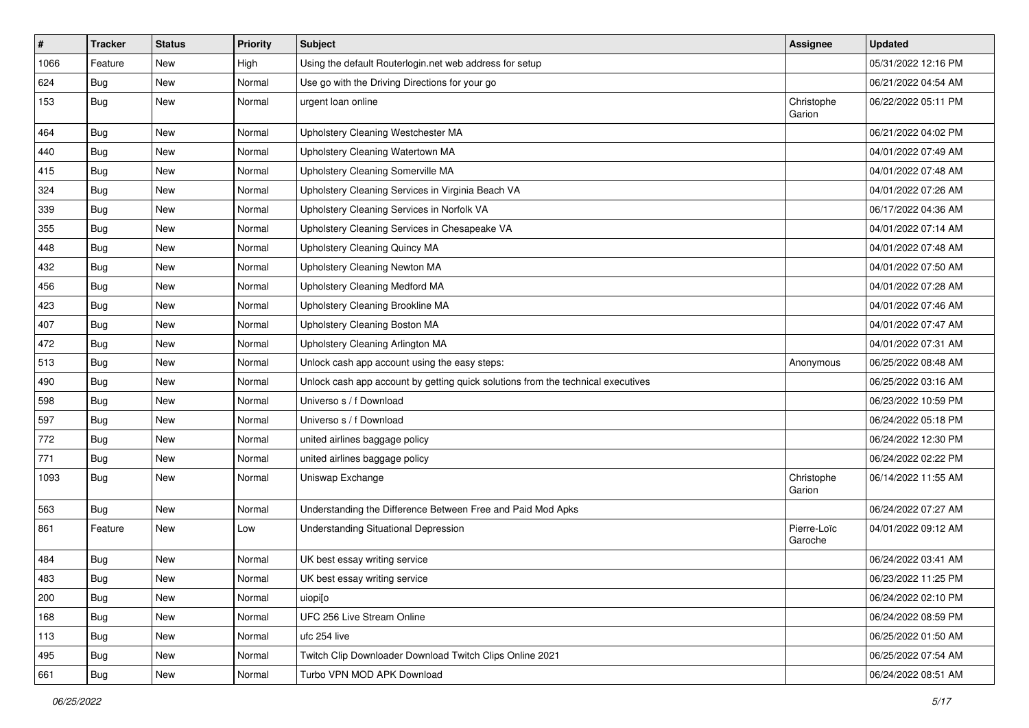| # | Tracker | Status | Priority | Subject | Assignee | Updated |
|---|---|---|---|---|---|---|
| 1066 | Feature | New | High | Using the default Routerlogin.net web address for setup | | 05/31/2022 12:16 PM |
| 624 | Bug | New | Normal | Use go with the Driving Directions for your go | | 06/21/2022 04:54 AM |
| 153 | Bug | New | Normal | urgent loan online | Christophe Garion | 06/22/2022 05:11 PM |
| 464 | Bug | New | Normal | Upholstery Cleaning Westchester MA | | 06/21/2022 04:02 PM |
| 440 | Bug | New | Normal | Upholstery Cleaning Watertown MA | | 04/01/2022 07:49 AM |
| 415 | Bug | New | Normal | Upholstery Cleaning Somerville MA | | 04/01/2022 07:48 AM |
| 324 | Bug | New | Normal | Upholstery Cleaning Services in Virginia Beach VA | | 04/01/2022 07:26 AM |
| 339 | Bug | New | Normal | Upholstery Cleaning Services in Norfolk VA | | 06/17/2022 04:36 AM |
| 355 | Bug | New | Normal | Upholstery Cleaning Services in Chesapeake VA | | 04/01/2022 07:14 AM |
| 448 | Bug | New | Normal | Upholstery Cleaning Quincy MA | | 04/01/2022 07:48 AM |
| 432 | Bug | New | Normal | Upholstery Cleaning Newton MA | | 04/01/2022 07:50 AM |
| 456 | Bug | New | Normal | Upholstery Cleaning Medford MA | | 04/01/2022 07:28 AM |
| 423 | Bug | New | Normal | Upholstery Cleaning Brookline MA | | 04/01/2022 07:46 AM |
| 407 | Bug | New | Normal | Upholstery Cleaning Boston MA | | 04/01/2022 07:47 AM |
| 472 | Bug | New | Normal | Upholstery Cleaning Arlington MA | | 04/01/2022 07:31 AM |
| 513 | Bug | New | Normal | Unlock cash app account using the easy steps: | Anonymous | 06/25/2022 08:48 AM |
| 490 | Bug | New | Normal | Unlock cash app account by getting quick solutions from the technical executives | | 06/25/2022 03:16 AM |
| 598 | Bug | New | Normal | Universo s / f Download | | 06/23/2022 10:59 PM |
| 597 | Bug | New | Normal | Universo s / f Download | | 06/24/2022 05:18 PM |
| 772 | Bug | New | Normal | united airlines baggage policy | | 06/24/2022 12:30 PM |
| 771 | Bug | New | Normal | united airlines baggage policy | | 06/24/2022 02:22 PM |
| 1093 | Bug | New | Normal | Uniswap Exchange | Christophe Garion | 06/14/2022 11:55 AM |
| 563 | Bug | New | Normal | Understanding the Difference Between Free and Paid Mod Apks | | 06/24/2022 07:27 AM |
| 861 | Feature | New | Low | Understanding Situational Depression | Pierre-Loïc Garoche | 04/01/2022 09:12 AM |
| 484 | Bug | New | Normal | UK best essay writing service | | 06/24/2022 03:41 AM |
| 483 | Bug | New | Normal | UK best essay writing service | | 06/23/2022 11:25 PM |
| 200 | Bug | New | Normal | uiopi[o | | 06/24/2022 02:10 PM |
| 168 | Bug | New | Normal | UFC 256 Live Stream Online | | 06/24/2022 08:59 PM |
| 113 | Bug | New | Normal | ufc 254 live | | 06/25/2022 01:50 AM |
| 495 | Bug | New | Normal | Twitch Clip Downloader Download Twitch Clips Online 2021 | | 06/25/2022 07:54 AM |
| 661 | Bug | New | Normal | Turbo VPN MOD APK Download | | 06/24/2022 08:51 AM |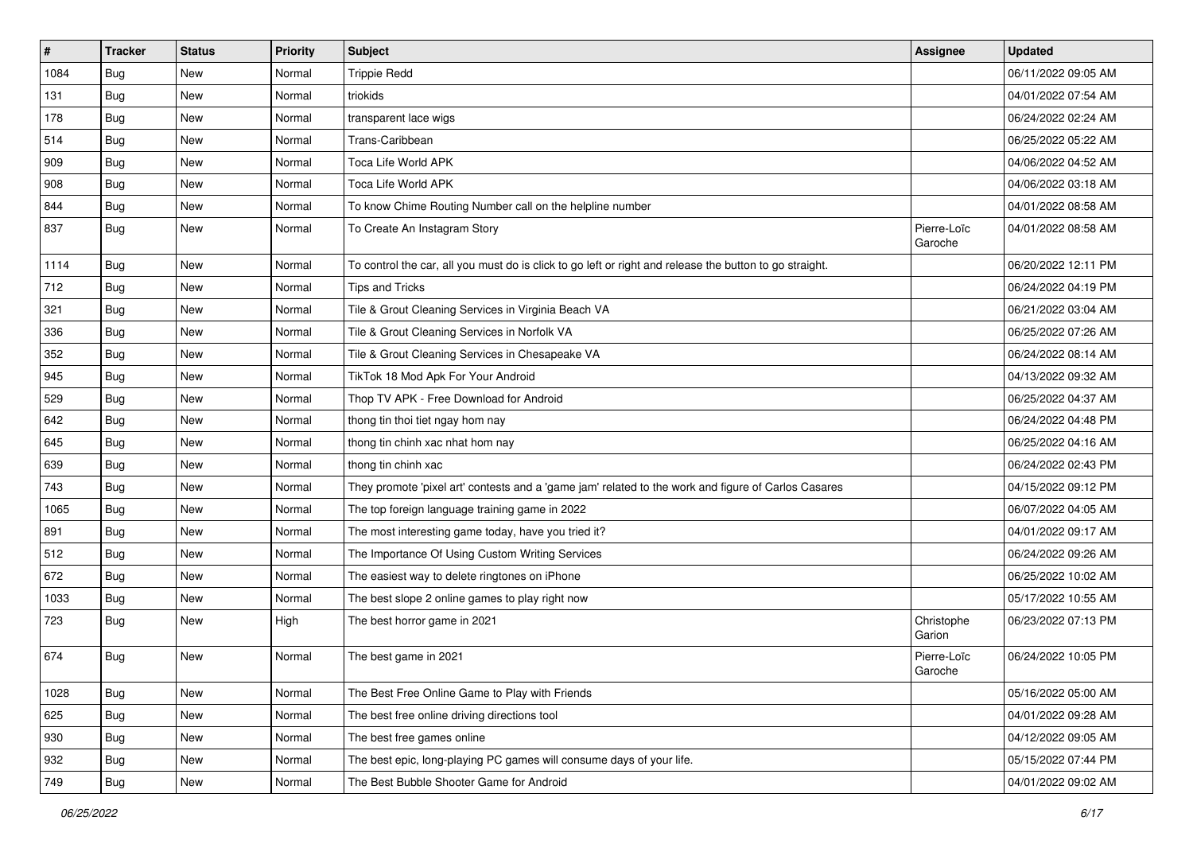| # | Tracker | Status | Priority | Subject | Assignee | Updated |
|---|---|---|---|---|---|---|
| 1084 | Bug | New | Normal | Trippie Redd | | 06/11/2022 09:05 AM |
| 131 | Bug | New | Normal | triokids | | 04/01/2022 07:54 AM |
| 178 | Bug | New | Normal | transparent lace wigs | | 06/24/2022 02:24 AM |
| 514 | Bug | New | Normal | Trans-Caribbean | | 06/25/2022 05:22 AM |
| 909 | Bug | New | Normal | Toca Life World APK | | 04/06/2022 04:52 AM |
| 908 | Bug | New | Normal | Toca Life World APK | | 04/06/2022 03:18 AM |
| 844 | Bug | New | Normal | To know Chime Routing Number call on the helpline number | | 04/01/2022 08:58 AM |
| 837 | Bug | New | Normal | To Create An Instagram Story | Pierre-Loïc Garoche | 04/01/2022 08:58 AM |
| 1114 | Bug | New | Normal | To control the car, all you must do is click to go left or right and release the button to go straight. | | 06/20/2022 12:11 PM |
| 712 | Bug | New | Normal | Tips and Tricks | | 06/24/2022 04:19 PM |
| 321 | Bug | New | Normal | Tile & Grout Cleaning Services in Virginia Beach VA | | 06/21/2022 03:04 AM |
| 336 | Bug | New | Normal | Tile & Grout Cleaning Services in Norfolk VA | | 06/25/2022 07:26 AM |
| 352 | Bug | New | Normal | Tile & Grout Cleaning Services in Chesapeake VA | | 06/24/2022 08:14 AM |
| 945 | Bug | New | Normal | TikTok 18 Mod Apk For Your Android | | 04/13/2022 09:32 AM |
| 529 | Bug | New | Normal | Thop TV APK - Free Download for Android | | 06/25/2022 04:37 AM |
| 642 | Bug | New | Normal | thong tin thoi tiet ngay hom nay | | 06/24/2022 04:48 PM |
| 645 | Bug | New | Normal | thong tin chinh xac nhat hom nay | | 06/25/2022 04:16 AM |
| 639 | Bug | New | Normal | thong tin chinh xac | | 06/24/2022 02:43 PM |
| 743 | Bug | New | Normal | They promote 'pixel art' contests and a 'game jam' related to the work and figure of Carlos Casares | | 04/15/2022 09:12 PM |
| 1065 | Bug | New | Normal | The top foreign language training game in 2022 | | 06/07/2022 04:05 AM |
| 891 | Bug | New | Normal | The most interesting game today, have you tried it? | | 04/01/2022 09:17 AM |
| 512 | Bug | New | Normal | The Importance Of Using Custom Writing Services | | 06/24/2022 09:26 AM |
| 672 | Bug | New | Normal | The easiest way to delete ringtones on iPhone | | 06/25/2022 10:02 AM |
| 1033 | Bug | New | Normal | The best slope 2 online games to play right now | | 05/17/2022 10:55 AM |
| 723 | Bug | New | High | The best horror game in 2021 | Christophe Garion | 06/23/2022 07:13 PM |
| 674 | Bug | New | Normal | The best game in 2021 | Pierre-Loïc Garoche | 06/24/2022 10:05 PM |
| 1028 | Bug | New | Normal | The Best Free Online Game to Play with Friends | | 05/16/2022 05:00 AM |
| 625 | Bug | New | Normal | The best free online driving directions tool | | 04/01/2022 09:28 AM |
| 930 | Bug | New | Normal | The best free games online | | 04/12/2022 09:05 AM |
| 932 | Bug | New | Normal | The best epic, long-playing PC games will consume days of your life. | | 05/15/2022 07:44 PM |
| 749 | Bug | New | Normal | The Best Bubble Shooter Game for Android | | 04/01/2022 09:02 AM |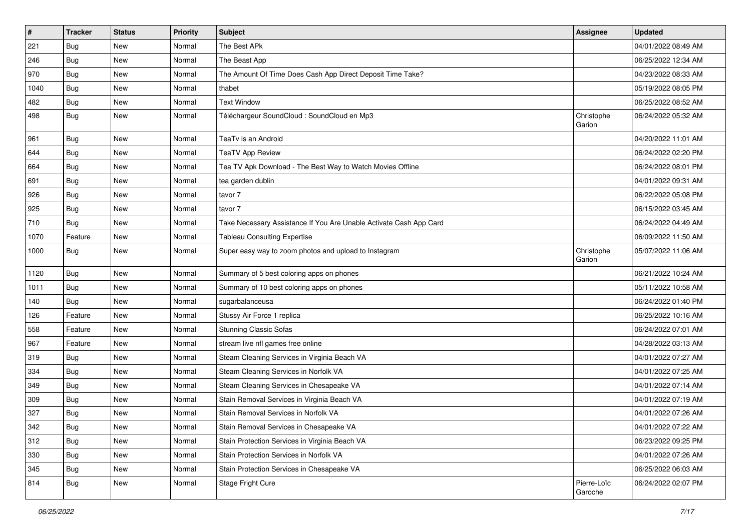| # | Tracker | Status | Priority | Subject | Assignee | Updated |
|---|---|---|---|---|---|---|
| 221 | Bug | New | Normal | The Best APk | | 04/01/2022 08:49 AM |
| 246 | Bug | New | Normal | The Beast App | | 06/25/2022 12:34 AM |
| 970 | Bug | New | Normal | The Amount Of Time Does Cash App Direct Deposit Time Take? | | 04/23/2022 08:33 AM |
| 1040 | Bug | New | Normal | thabet | | 05/19/2022 08:05 PM |
| 482 | Bug | New | Normal | Text Window | | 06/25/2022 08:52 AM |
| 498 | Bug | New | Normal | Téléchargeur SoundCloud : SoundCloud en Mp3 | Christophe Garion | 06/24/2022 05:32 AM |
| 961 | Bug | New | Normal | TeaTv is an Android | | 04/20/2022 11:01 AM |
| 644 | Bug | New | Normal | TeaTV App Review | | 06/24/2022 02:20 PM |
| 664 | Bug | New | Normal | Tea TV Apk Download - The Best Way to Watch Movies Offline | | 06/24/2022 08:01 PM |
| 691 | Bug | New | Normal | tea garden dublin | | 04/01/2022 09:31 AM |
| 926 | Bug | New | Normal | tavor 7 | | 06/22/2022 05:08 PM |
| 925 | Bug | New | Normal | tavor 7 | | 06/15/2022 03:45 AM |
| 710 | Bug | New | Normal | Take Necessary Assistance If You Are Unable Activate Cash App Card | | 06/24/2022 04:49 AM |
| 1070 | Feature | New | Normal | Tableau Consulting Expertise | | 06/09/2022 11:50 AM |
| 1000 | Bug | New | Normal | Super easy way to zoom photos and upload to Instagram | Christophe Garion | 05/07/2022 11:06 AM |
| 1120 | Bug | New | Normal | Summary of 5 best coloring apps on phones | | 06/21/2022 10:24 AM |
| 1011 | Bug | New | Normal | Summary of 10 best coloring apps on phones | | 05/11/2022 10:58 AM |
| 140 | Bug | New | Normal | sugarbalanceusa | | 06/24/2022 01:40 PM |
| 126 | Feature | New | Normal | Stussy Air Force 1 replica | | 06/25/2022 10:16 AM |
| 558 | Feature | New | Normal | Stunning Classic Sofas | | 06/24/2022 07:01 AM |
| 967 | Feature | New | Normal | stream live nfl games free online | | 04/28/2022 03:13 AM |
| 319 | Bug | New | Normal | Steam Cleaning Services in Virginia Beach VA | | 04/01/2022 07:27 AM |
| 334 | Bug | New | Normal | Steam Cleaning Services in Norfolk VA | | 04/01/2022 07:25 AM |
| 349 | Bug | New | Normal | Steam Cleaning Services in Chesapeake VA | | 04/01/2022 07:14 AM |
| 309 | Bug | New | Normal | Stain Removal Services in Virginia Beach VA | | 04/01/2022 07:19 AM |
| 327 | Bug | New | Normal | Stain Removal Services in Norfolk VA | | 04/01/2022 07:26 AM |
| 342 | Bug | New | Normal | Stain Removal Services in Chesapeake VA | | 04/01/2022 07:22 AM |
| 312 | Bug | New | Normal | Stain Protection Services in Virginia Beach VA | | 06/23/2022 09:25 PM |
| 330 | Bug | New | Normal | Stain Protection Services in Norfolk VA | | 04/01/2022 07:26 AM |
| 345 | Bug | New | Normal | Stain Protection Services in Chesapeake VA | | 06/25/2022 06:03 AM |
| 814 | Bug | New | Normal | Stage Fright Cure | Pierre-Loïc Garoche | 06/24/2022 02:07 PM |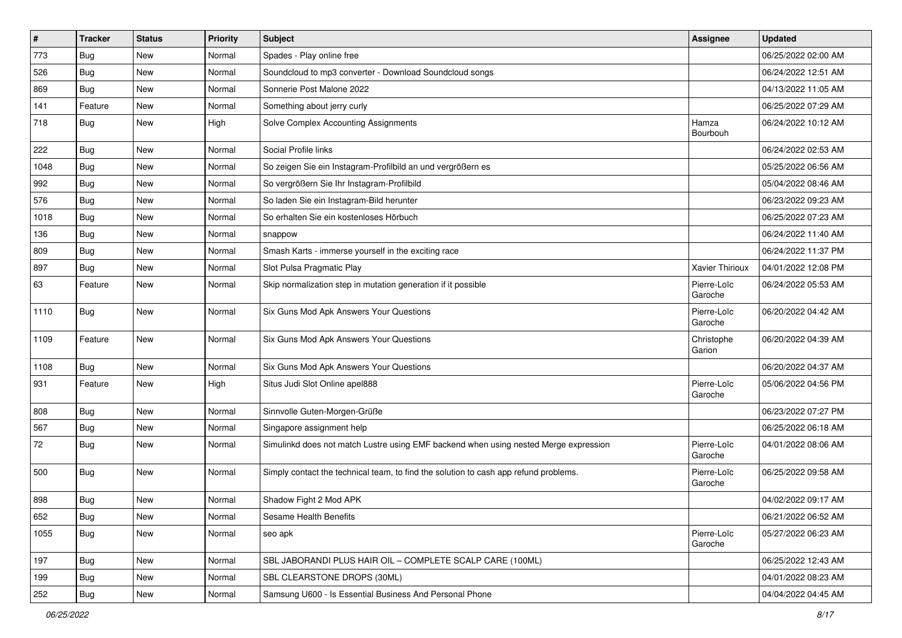| # | Tracker | Status | Priority | Subject | Assignee | Updated |
|---|---|---|---|---|---|---|
| 773 | Bug | New | Normal | Spades - Play online free | | 06/25/2022 02:00 AM |
| 526 | Bug | New | Normal | Soundcloud to mp3 converter - Download Soundcloud songs | | 06/24/2022 12:51 AM |
| 869 | Bug | New | Normal | Sonnerie Post Malone 2022 | | 04/13/2022 11:05 AM |
| 141 | Feature | New | Normal | Something about jerry curly | | 06/25/2022 07:29 AM |
| 718 | Bug | New | High | Solve Complex Accounting Assignments | Hamza Bourbouh | 06/24/2022 10:12 AM |
| 222 | Bug | New | Normal | Social Profile links | | 06/24/2022 02:53 AM |
| 1048 | Bug | New | Normal | So zeigen Sie ein Instagram-Profilbild an und vergrößern es | | 05/25/2022 06:56 AM |
| 992 | Bug | New | Normal | So vergrößern Sie Ihr Instagram-Profilbild | | 05/04/2022 08:46 AM |
| 576 | Bug | New | Normal | So laden Sie ein Instagram-Bild herunter | | 06/23/2022 09:23 AM |
| 1018 | Bug | New | Normal | So erhalten Sie ein kostenloses Hörbuch | | 06/25/2022 07:23 AM |
| 136 | Bug | New | Normal | snappow | | 06/24/2022 11:40 AM |
| 809 | Bug | New | Normal | Smash Karts - immerse yourself in the exciting race | | 06/24/2022 11:37 PM |
| 897 | Bug | New | Normal | Slot Pulsa Pragmatic Play | Xavier Thirioux | 04/01/2022 12:08 PM |
| 63 | Feature | New | Normal | Skip normalization step in mutation generation if it possible | Pierre-Loïc Garoche | 06/24/2022 05:53 AM |
| 1110 | Bug | New | Normal | Six Guns Mod Apk Answers Your Questions | Pierre-Loïc Garoche | 06/20/2022 04:42 AM |
| 1109 | Feature | New | Normal | Six Guns Mod Apk Answers Your Questions | Christophe Garion | 06/20/2022 04:39 AM |
| 1108 | Bug | New | Normal | Six Guns Mod Apk Answers Your Questions | | 06/20/2022 04:37 AM |
| 931 | Feature | New | High | Situs Judi Slot Online apel888 | Pierre-Loïc Garoche | 05/06/2022 04:56 PM |
| 808 | Bug | New | Normal | Sinnvolle Guten-Morgen-Grüße | | 06/23/2022 07:27 PM |
| 567 | Bug | New | Normal | Singapore assignment help | | 06/25/2022 06:18 AM |
| 72 | Bug | New | Normal | Simulinkd does not match Lustre using EMF backend when using nested Merge expression | Pierre-Loïc Garoche | 04/01/2022 08:06 AM |
| 500 | Bug | New | Normal | Simply contact the technical team, to find the solution to cash app refund problems. | Pierre-Loïc Garoche | 06/25/2022 09:58 AM |
| 898 | Bug | New | Normal | Shadow Fight 2 Mod APK | | 04/02/2022 09:17 AM |
| 652 | Bug | New | Normal | Sesame Health Benefits | | 06/21/2022 06:52 AM |
| 1055 | Bug | New | Normal | seo apk | Pierre-Loïc Garoche | 05/27/2022 06:23 AM |
| 197 | Bug | New | Normal | SBL JABORANDI PLUS HAIR OIL – COMPLETE SCALP CARE (100ML) | | 06/25/2022 12:43 AM |
| 199 | Bug | New | Normal | SBL CLEARSTONE DROPS (30ML) | | 04/01/2022 08:23 AM |
| 252 | Bug | New | Normal | Samsung U600 - Is Essential Business And Personal Phone | | 04/04/2022 04:45 AM |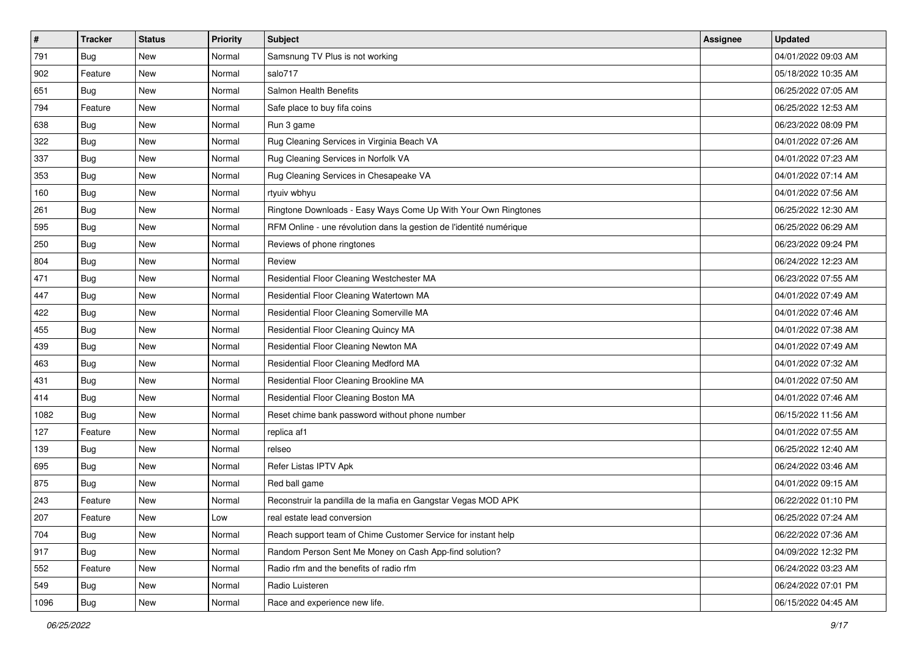| # | Tracker | Status | Priority | Subject | Assignee | Updated |
| --- | --- | --- | --- | --- | --- | --- |
| 791 | Bug | New | Normal | Samsnung TV Plus is not working | | 04/01/2022 09:03 AM |
| 902 | Feature | New | Normal | salo717 | | 05/18/2022 10:35 AM |
| 651 | Bug | New | Normal | Salmon Health Benefits | | 06/25/2022 07:05 AM |
| 794 | Feature | New | Normal | Safe place to buy fifa coins | | 06/25/2022 12:53 AM |
| 638 | Bug | New | Normal | Run 3 game | | 06/23/2022 08:09 PM |
| 322 | Bug | New | Normal | Rug Cleaning Services in Virginia Beach VA | | 04/01/2022 07:26 AM |
| 337 | Bug | New | Normal | Rug Cleaning Services in Norfolk VA | | 04/01/2022 07:23 AM |
| 353 | Bug | New | Normal | Rug Cleaning Services in Chesapeake VA | | 04/01/2022 07:14 AM |
| 160 | Bug | New | Normal | rtyuiv wbhyu | | 04/01/2022 07:56 AM |
| 261 | Bug | New | Normal | Ringtone Downloads - Easy Ways Come Up With Your Own Ringtones | | 06/25/2022 12:30 AM |
| 595 | Bug | New | Normal | RFM Online - une révolution dans la gestion de l'identité numérique | | 06/25/2022 06:29 AM |
| 250 | Bug | New | Normal | Reviews of phone ringtones | | 06/23/2022 09:24 PM |
| 804 | Bug | New | Normal | Review | | 06/24/2022 12:23 AM |
| 471 | Bug | New | Normal | Residential Floor Cleaning Westchester MA | | 06/23/2022 07:55 AM |
| 447 | Bug | New | Normal | Residential Floor Cleaning Watertown MA | | 04/01/2022 07:49 AM |
| 422 | Bug | New | Normal | Residential Floor Cleaning Somerville MA | | 04/01/2022 07:46 AM |
| 455 | Bug | New | Normal | Residential Floor Cleaning Quincy MA | | 04/01/2022 07:38 AM |
| 439 | Bug | New | Normal | Residential Floor Cleaning Newton MA | | 04/01/2022 07:49 AM |
| 463 | Bug | New | Normal | Residential Floor Cleaning Medford MA | | 04/01/2022 07:32 AM |
| 431 | Bug | New | Normal | Residential Floor Cleaning Brookline MA | | 04/01/2022 07:50 AM |
| 414 | Bug | New | Normal | Residential Floor Cleaning Boston MA | | 04/01/2022 07:46 AM |
| 1082 | Bug | New | Normal | Reset chime bank password without phone number | | 06/15/2022 11:56 AM |
| 127 | Feature | New | Normal | replica af1 | | 04/01/2022 07:55 AM |
| 139 | Bug | New | Normal | relseo | | 06/25/2022 12:40 AM |
| 695 | Bug | New | Normal | Refer Listas IPTV Apk | | 06/24/2022 03:46 AM |
| 875 | Bug | New | Normal | Red ball game | | 04/01/2022 09:15 AM |
| 243 | Feature | New | Normal | Reconstruir la pandilla de la mafia en Gangstar Vegas MOD APK | | 06/22/2022 01:10 PM |
| 207 | Feature | New | Low | real estate lead conversion | | 06/25/2022 07:24 AM |
| 704 | Bug | New | Normal | Reach support team of Chime Customer Service for instant help | | 06/22/2022 07:36 AM |
| 917 | Bug | New | Normal | Random Person Sent Me Money on Cash App-find solution? | | 04/09/2022 12:32 PM |
| 552 | Feature | New | Normal | Radio rfm and the benefits of radio rfm | | 06/24/2022 03:23 AM |
| 549 | Bug | New | Normal | Radio Luisteren | | 06/24/2022 07:01 PM |
| 1096 | Bug | New | Normal | Race and experience new life. | | 06/15/2022 04:45 AM |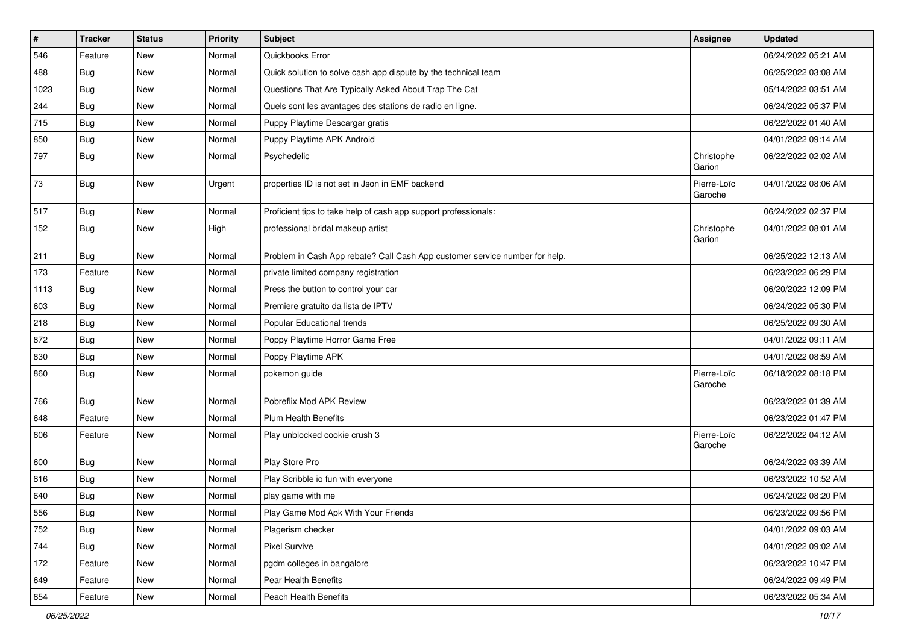| # | Tracker | Status | Priority | Subject | Assignee | Updated |
|---|---|---|---|---|---|---|
| 546 | Feature | New | Normal | Quickbooks Error | | 06/24/2022 05:21 AM |
| 488 | Bug | New | Normal | Quick solution to solve cash app dispute by the technical team | | 06/25/2022 03:08 AM |
| 1023 | Bug | New | Normal | Questions That Are Typically Asked About Trap The Cat | | 05/14/2022 03:51 AM |
| 244 | Bug | New | Normal | Quels sont les avantages des stations de radio en ligne. | | 06/24/2022 05:37 PM |
| 715 | Bug | New | Normal | Puppy Playtime Descargar gratis | | 06/22/2022 01:40 AM |
| 850 | Bug | New | Normal | Puppy Playtime APK Android | | 04/01/2022 09:14 AM |
| 797 | Bug | New | Normal | Psychedelic | Christophe Garion | 06/22/2022 02:02 AM |
| 73 | Bug | New | Urgent | properties ID is not set in Json in EMF backend | Pierre-Loïc Garoche | 04/01/2022 08:06 AM |
| 517 | Bug | New | Normal | Proficient tips to take help of cash app support professionals: | | 06/24/2022 02:37 PM |
| 152 | Bug | New | High | professional bridal makeup artist | Christophe Garion | 04/01/2022 08:01 AM |
| 211 | Bug | New | Normal | Problem in Cash App rebate? Call Cash App customer service number for help. | | 06/25/2022 12:13 AM |
| 173 | Feature | New | Normal | private limited company registration | | 06/23/2022 06:29 PM |
| 1113 | Bug | New | Normal | Press the button to control your car | | 06/20/2022 12:09 PM |
| 603 | Bug | New | Normal | Premiere gratuito da lista de IPTV | | 06/24/2022 05:30 PM |
| 218 | Bug | New | Normal | Popular Educational trends | | 06/25/2022 09:30 AM |
| 872 | Bug | New | Normal | Poppy Playtime Horror Game Free | | 04/01/2022 09:11 AM |
| 830 | Bug | New | Normal | Poppy Playtime APK | | 04/01/2022 08:59 AM |
| 860 | Bug | New | Normal | pokemon guide | Pierre-Loïc Garoche | 06/18/2022 08:18 PM |
| 766 | Bug | New | Normal | Pobreflix Mod APK Review | | 06/23/2022 01:39 AM |
| 648 | Feature | New | Normal | Plum Health Benefits | | 06/23/2022 01:47 PM |
| 606 | Feature | New | Normal | Play unblocked cookie crush 3 | Pierre-Loïc Garoche | 06/22/2022 04:12 AM |
| 600 | Bug | New | Normal | Play Store Pro | | 06/24/2022 03:39 AM |
| 816 | Bug | New | Normal | Play Scribble io fun with everyone | | 06/23/2022 10:52 AM |
| 640 | Bug | New | Normal | play game with me | | 06/24/2022 08:20 PM |
| 556 | Bug | New | Normal | Play Game Mod Apk With Your Friends | | 06/23/2022 09:56 PM |
| 752 | Bug | New | Normal | Plagerism checker | | 04/01/2022 09:03 AM |
| 744 | Bug | New | Normal | Pixel Survive | | 04/01/2022 09:02 AM |
| 172 | Feature | New | Normal | pgdm colleges in bangalore | | 06/23/2022 10:47 PM |
| 649 | Feature | New | Normal | Pear Health Benefits | | 06/24/2022 09:49 PM |
| 654 | Feature | New | Normal | Peach Health Benefits | | 06/23/2022 05:34 AM |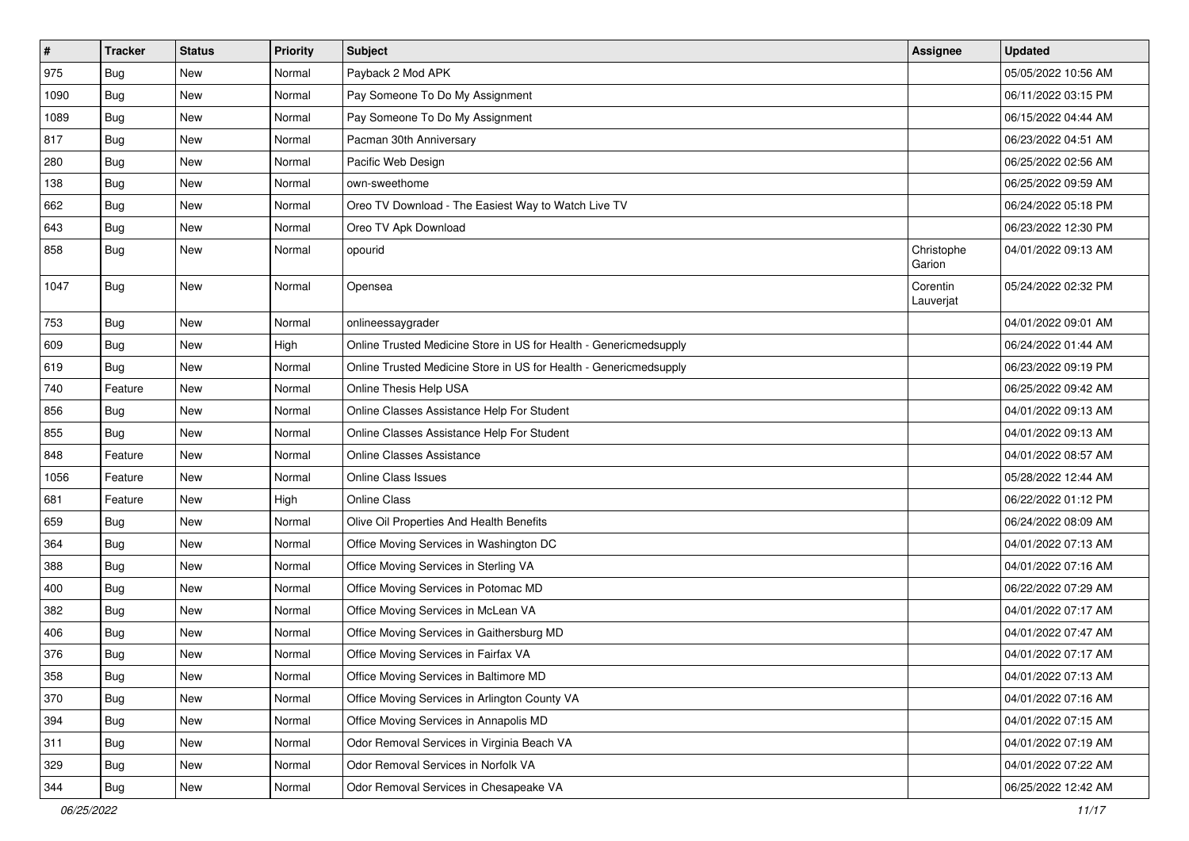| # | Tracker | Status | Priority | Subject | Assignee | Updated |
|---|---|---|---|---|---|---|
| 975 | Bug | New | Normal | Payback 2 Mod APK | | 05/05/2022 10:56 AM |
| 1090 | Bug | New | Normal | Pay Someone To Do My Assignment | | 06/11/2022 03:15 PM |
| 1089 | Bug | New | Normal | Pay Someone To Do My Assignment | | 06/15/2022 04:44 AM |
| 817 | Bug | New | Normal | Pacman 30th Anniversary | | 06/23/2022 04:51 AM |
| 280 | Bug | New | Normal | Pacific Web Design | | 06/25/2022 02:56 AM |
| 138 | Bug | New | Normal | own-sweethome | | 06/25/2022 09:59 AM |
| 662 | Bug | New | Normal | Oreo TV Download - The Easiest Way to Watch Live TV | | 06/24/2022 05:18 PM |
| 643 | Bug | New | Normal | Oreo TV Apk Download | | 06/23/2022 12:30 PM |
| 858 | Bug | New | Normal | opourid | Christophe Garion | 04/01/2022 09:13 AM |
| 1047 | Bug | New | Normal | Opensea | Corentin Lauverjat | 05/24/2022 02:32 PM |
| 753 | Bug | New | Normal | onlineessaygrader | | 04/01/2022 09:01 AM |
| 609 | Bug | New | High | Online Trusted Medicine Store in US for Health - Genericmedsupply | | 06/24/2022 01:44 AM |
| 619 | Bug | New | Normal | Online Trusted Medicine Store in US for Health - Genericmedsupply | | 06/23/2022 09:19 PM |
| 740 | Feature | New | Normal | Online Thesis Help USA | | 06/25/2022 09:42 AM |
| 856 | Bug | New | Normal | Online Classes Assistance Help For Student | | 04/01/2022 09:13 AM |
| 855 | Bug | New | Normal | Online Classes Assistance Help For Student | | 04/01/2022 09:13 AM |
| 848 | Feature | New | Normal | Online Classes Assistance | | 04/01/2022 08:57 AM |
| 1056 | Feature | New | Normal | Online Class Issues | | 05/28/2022 12:44 AM |
| 681 | Feature | New | High | Online Class | | 06/22/2022 01:12 PM |
| 659 | Bug | New | Normal | Olive Oil Properties And Health Benefits | | 06/24/2022 08:09 AM |
| 364 | Bug | New | Normal | Office Moving Services in Washington DC | | 04/01/2022 07:13 AM |
| 388 | Bug | New | Normal | Office Moving Services in Sterling VA | | 04/01/2022 07:16 AM |
| 400 | Bug | New | Normal | Office Moving Services in Potomac MD | | 06/22/2022 07:29 AM |
| 382 | Bug | New | Normal | Office Moving Services in McLean VA | | 04/01/2022 07:17 AM |
| 406 | Bug | New | Normal | Office Moving Services in Gaithersburg MD | | 04/01/2022 07:47 AM |
| 376 | Bug | New | Normal | Office Moving Services in Fairfax VA | | 04/01/2022 07:17 AM |
| 358 | Bug | New | Normal | Office Moving Services in Baltimore MD | | 04/01/2022 07:13 AM |
| 370 | Bug | New | Normal | Office Moving Services in Arlington County VA | | 04/01/2022 07:16 AM |
| 394 | Bug | New | Normal | Office Moving Services in Annapolis MD | | 04/01/2022 07:15 AM |
| 311 | Bug | New | Normal | Odor Removal Services in Virginia Beach VA | | 04/01/2022 07:19 AM |
| 329 | Bug | New | Normal | Odor Removal Services in Norfolk VA | | 04/01/2022 07:22 AM |
| 344 | Bug | New | Normal | Odor Removal Services in Chesapeake VA | | 06/25/2022 12:42 AM |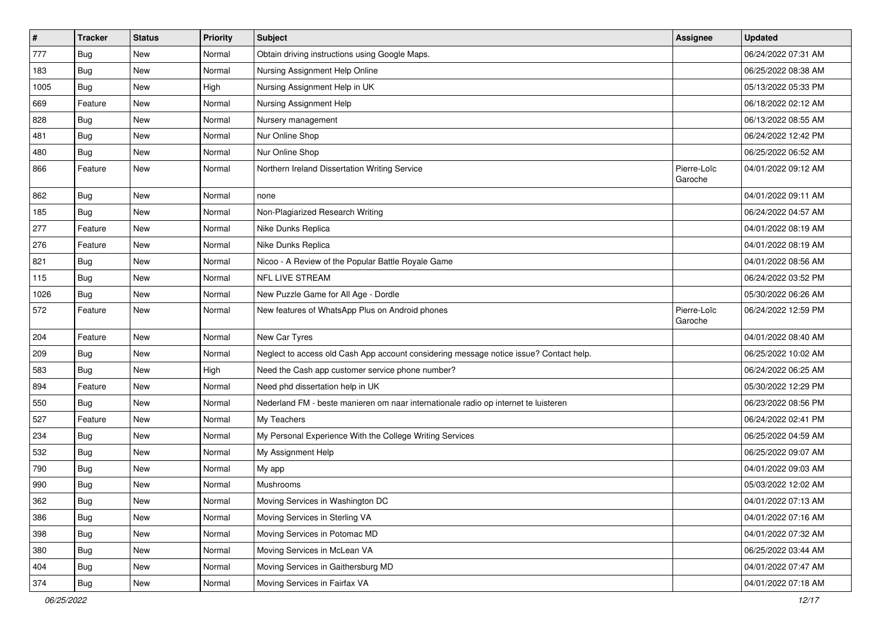| # | Tracker | Status | Priority | Subject | Assignee | Updated |
|---|---|---|---|---|---|---|
| 777 | Bug | New | Normal | Obtain driving instructions using Google Maps. | | 06/24/2022 07:31 AM |
| 183 | Bug | New | Normal | Nursing Assignment Help Online | | 06/25/2022 08:38 AM |
| 1005 | Bug | New | High | Nursing Assignment Help in UK | | 05/13/2022 05:33 PM |
| 669 | Feature | New | Normal | Nursing Assignment Help | | 06/18/2022 02:12 AM |
| 828 | Bug | New | Normal | Nursery management | | 06/13/2022 08:55 AM |
| 481 | Bug | New | Normal | Nur Online Shop | | 06/24/2022 12:42 PM |
| 480 | Bug | New | Normal | Nur Online Shop | | 06/25/2022 06:52 AM |
| 866 | Feature | New | Normal | Northern Ireland Dissertation Writing Service | Pierre-Loïc Garoche | 04/01/2022 09:12 AM |
| 862 | Bug | New | Normal | none | | 04/01/2022 09:11 AM |
| 185 | Bug | New | Normal | Non-Plagiarized Research Writing | | 06/24/2022 04:57 AM |
| 277 | Feature | New | Normal | Nike Dunks Replica | | 04/01/2022 08:19 AM |
| 276 | Feature | New | Normal | Nike Dunks Replica | | 04/01/2022 08:19 AM |
| 821 | Bug | New | Normal | Nicoo - A Review of the Popular Battle Royale Game | | 04/01/2022 08:56 AM |
| 115 | Bug | New | Normal | NFL LIVE STREAM | | 06/24/2022 03:52 PM |
| 1026 | Bug | New | Normal | New Puzzle Game for All Age - Dordle | | 05/30/2022 06:26 AM |
| 572 | Feature | New | Normal | New features of WhatsApp Plus on Android phones | Pierre-Loïc Garoche | 06/24/2022 12:59 PM |
| 204 | Feature | New | Normal | New Car Tyres | | 04/01/2022 08:40 AM |
| 209 | Bug | New | Normal | Neglect to access old Cash App account considering message notice issue? Contact help. | | 06/25/2022 10:02 AM |
| 583 | Bug | New | High | Need the Cash app customer service phone number? | | 06/24/2022 06:25 AM |
| 894 | Feature | New | Normal | Need phd dissertation help in UK | | 05/30/2022 12:29 PM |
| 550 | Bug | New | Normal | Nederland FM - beste manieren om naar internationale radio op internet te luisteren | | 06/23/2022 08:56 PM |
| 527 | Feature | New | Normal | My Teachers | | 06/24/2022 02:41 PM |
| 234 | Bug | New | Normal | My Personal Experience With the College Writing Services | | 06/25/2022 04:59 AM |
| 532 | Bug | New | Normal | My Assignment Help | | 06/25/2022 09:07 AM |
| 790 | Bug | New | Normal | My app | | 04/01/2022 09:03 AM |
| 990 | Bug | New | Normal | Mushrooms | | 05/03/2022 12:02 AM |
| 362 | Bug | New | Normal | Moving Services in Washington DC | | 04/01/2022 07:13 AM |
| 386 | Bug | New | Normal | Moving Services in Sterling VA | | 04/01/2022 07:16 AM |
| 398 | Bug | New | Normal | Moving Services in Potomac MD | | 04/01/2022 07:32 AM |
| 380 | Bug | New | Normal | Moving Services in McLean VA | | 06/25/2022 03:44 AM |
| 404 | Bug | New | Normal | Moving Services in Gaithersburg MD | | 04/01/2022 07:47 AM |
| 374 | Bug | New | Normal | Moving Services in Fairfax VA | | 04/01/2022 07:18 AM |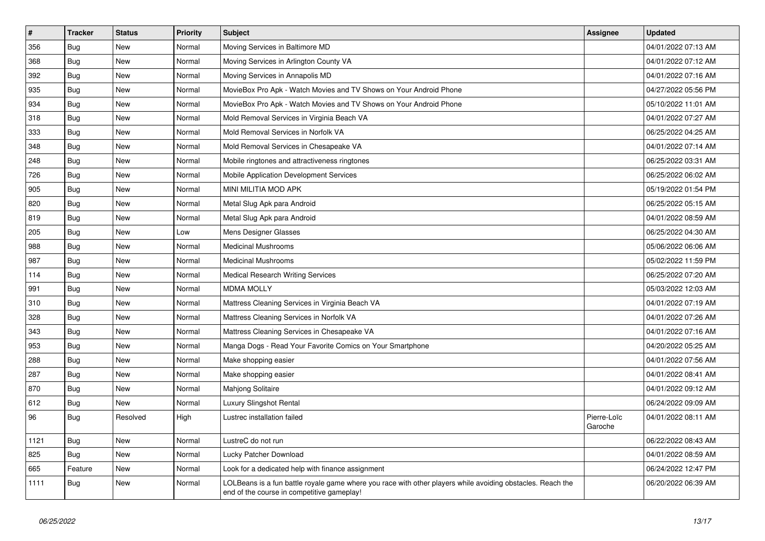| # | Tracker | Status | Priority | Subject | Assignee | Updated |
|---|---|---|---|---|---|---|
| 356 | Bug | New | Normal | Moving Services in Baltimore MD | | 04/01/2022 07:13 AM |
| 368 | Bug | New | Normal | Moving Services in Arlington County VA | | 04/01/2022 07:12 AM |
| 392 | Bug | New | Normal | Moving Services in Annapolis MD | | 04/01/2022 07:16 AM |
| 935 | Bug | New | Normal | MovieBox Pro Apk - Watch Movies and TV Shows on Your Android Phone | | 04/27/2022 05:56 PM |
| 934 | Bug | New | Normal | MovieBox Pro Apk - Watch Movies and TV Shows on Your Android Phone | | 05/10/2022 11:01 AM |
| 318 | Bug | New | Normal | Mold Removal Services in Virginia Beach VA | | 04/01/2022 07:27 AM |
| 333 | Bug | New | Normal | Mold Removal Services in Norfolk VA | | 06/25/2022 04:25 AM |
| 348 | Bug | New | Normal | Mold Removal Services in Chesapeake VA | | 04/01/2022 07:14 AM |
| 248 | Bug | New | Normal | Mobile ringtones and attractiveness ringtones | | 06/25/2022 03:31 AM |
| 726 | Bug | New | Normal | Mobile Application Development Services | | 06/25/2022 06:02 AM |
| 905 | Bug | New | Normal | MINI MILITIA MOD APK | | 05/19/2022 01:54 PM |
| 820 | Bug | New | Normal | Metal Slug Apk para Android | | 06/25/2022 05:15 AM |
| 819 | Bug | New | Normal | Metal Slug Apk para Android | | 04/01/2022 08:59 AM |
| 205 | Bug | New | Low | Mens Designer Glasses | | 06/25/2022 04:30 AM |
| 988 | Bug | New | Normal | Medicinal Mushrooms | | 05/06/2022 06:06 AM |
| 987 | Bug | New | Normal | Medicinal Mushrooms | | 05/02/2022 11:59 PM |
| 114 | Bug | New | Normal | Medical Research Writing Services | | 06/25/2022 07:20 AM |
| 991 | Bug | New | Normal | MDMA MOLLY | | 05/03/2022 12:03 AM |
| 310 | Bug | New | Normal | Mattress Cleaning Services in Virginia Beach VA | | 04/01/2022 07:19 AM |
| 328 | Bug | New | Normal | Mattress Cleaning Services in Norfolk VA | | 04/01/2022 07:26 AM |
| 343 | Bug | New | Normal | Mattress Cleaning Services in Chesapeake VA | | 04/01/2022 07:16 AM |
| 953 | Bug | New | Normal | Manga Dogs - Read Your Favorite Comics on Your Smartphone | | 04/20/2022 05:25 AM |
| 288 | Bug | New | Normal | Make shopping easier | | 04/01/2022 07:56 AM |
| 287 | Bug | New | Normal | Make shopping easier | | 04/01/2022 08:41 AM |
| 870 | Bug | New | Normal | Mahjong Solitaire | | 04/01/2022 09:12 AM |
| 612 | Bug | New | Normal | Luxury Slingshot Rental | | 06/24/2022 09:09 AM |
| 96 | Bug | Resolved | High | Lustrec installation failed | Pierre-Loïc Garoche | 04/01/2022 08:11 AM |
| 1121 | Bug | New | Normal | LustreC do not run | | 06/22/2022 08:43 AM |
| 825 | Bug | New | Normal | Lucky Patcher Download | | 04/01/2022 08:59 AM |
| 665 | Feature | New | Normal | Look for a dedicated help with finance assignment | | 06/24/2022 12:47 PM |
| 1111 | Bug | New | Normal | LOLBeans is a fun battle royale game where you race with other players while avoiding obstacles. Reach the end of the course in competitive gameplay! | | 06/20/2022 06:39 AM |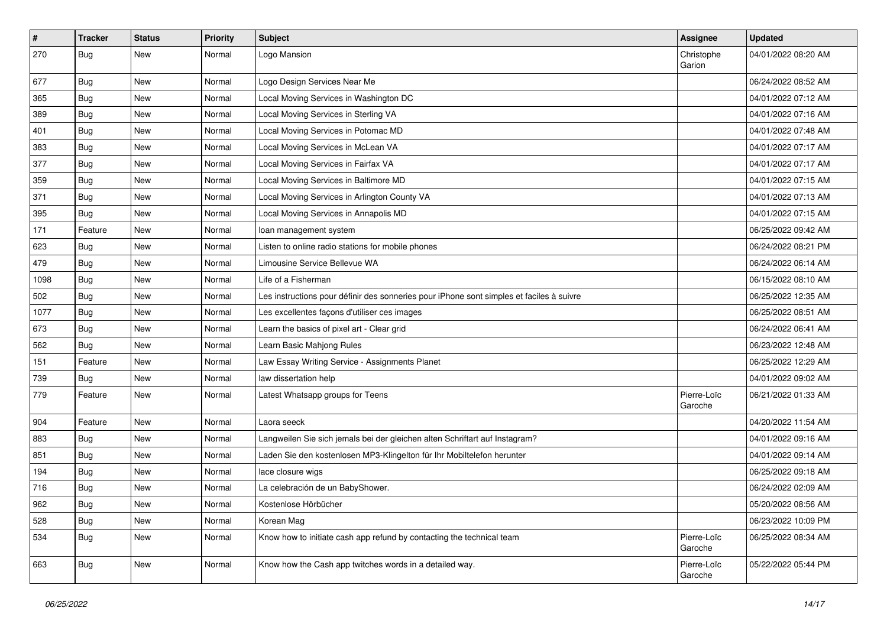| # | Tracker | Status | Priority | Subject | Assignee | Updated |
|---|---|---|---|---|---|---|
| 270 | Bug | New | Normal | Logo Mansion | Christophe Garion | 04/01/2022 08:20 AM |
| 677 | Bug | New | Normal | Logo Design Services Near Me | | 06/24/2022 08:52 AM |
| 365 | Bug | New | Normal | Local Moving Services in Washington DC | | 04/01/2022 07:12 AM |
| 389 | Bug | New | Normal | Local Moving Services in Sterling VA | | 04/01/2022 07:16 AM |
| 401 | Bug | New | Normal | Local Moving Services in Potomac MD | | 04/01/2022 07:48 AM |
| 383 | Bug | New | Normal | Local Moving Services in McLean VA | | 04/01/2022 07:17 AM |
| 377 | Bug | New | Normal | Local Moving Services in Fairfax VA | | 04/01/2022 07:17 AM |
| 359 | Bug | New | Normal | Local Moving Services in Baltimore MD | | 04/01/2022 07:15 AM |
| 371 | Bug | New | Normal | Local Moving Services in Arlington County VA | | 04/01/2022 07:13 AM |
| 395 | Bug | New | Normal | Local Moving Services in Annapolis MD | | 04/01/2022 07:15 AM |
| 171 | Feature | New | Normal | loan management system | | 06/25/2022 09:42 AM |
| 623 | Bug | New | Normal | Listen to online radio stations for mobile phones | | 06/24/2022 08:21 PM |
| 479 | Bug | New | Normal | Limousine Service Bellevue WA | | 06/24/2022 06:14 AM |
| 1098 | Bug | New | Normal | Life of a Fisherman | | 06/15/2022 08:10 AM |
| 502 | Bug | New | Normal | Les instructions pour définir des sonneries pour iPhone sont simples et faciles à suivre | | 06/25/2022 12:35 AM |
| 1077 | Bug | New | Normal | Les excellentes façons d'utiliser ces images | | 06/25/2022 08:51 AM |
| 673 | Bug | New | Normal | Learn the basics of pixel art - Clear grid | | 06/24/2022 06:41 AM |
| 562 | Bug | New | Normal | Learn Basic Mahjong Rules | | 06/23/2022 12:48 AM |
| 151 | Feature | New | Normal | Law Essay Writing Service - Assignments Planet | | 06/25/2022 12:29 AM |
| 739 | Bug | New | Normal | law dissertation help | | 04/01/2022 09:02 AM |
| 779 | Feature | New | Normal | Latest Whatsapp groups for Teens | Pierre-Loïc Garoche | 06/21/2022 01:33 AM |
| 904 | Feature | New | Normal | Laora seeck | | 04/20/2022 11:54 AM |
| 883 | Bug | New | Normal | Langweilen Sie sich jemals bei der gleichen alten Schriftart auf Instagram? | | 04/01/2022 09:16 AM |
| 851 | Bug | New | Normal | Laden Sie den kostenlosen MP3-Klingelton für Ihr Mobiltelefon herunter | | 04/01/2022 09:14 AM |
| 194 | Bug | New | Normal | lace closure wigs | | 06/25/2022 09:18 AM |
| 716 | Bug | New | Normal | La celebración de un BabyShower. | | 06/24/2022 02:09 AM |
| 962 | Bug | New | Normal | Kostenlose Hörbücher | | 05/20/2022 08:56 AM |
| 528 | Bug | New | Normal | Korean Mag | | 06/23/2022 10:09 PM |
| 534 | Bug | New | Normal | Know how to initiate cash app refund by contacting the technical team | Pierre-Loïc Garoche | 06/25/2022 08:34 AM |
| 663 | Bug | New | Normal | Know how the Cash app twitches words in a detailed way. | Pierre-Loïc Garoche | 05/22/2022 05:44 PM |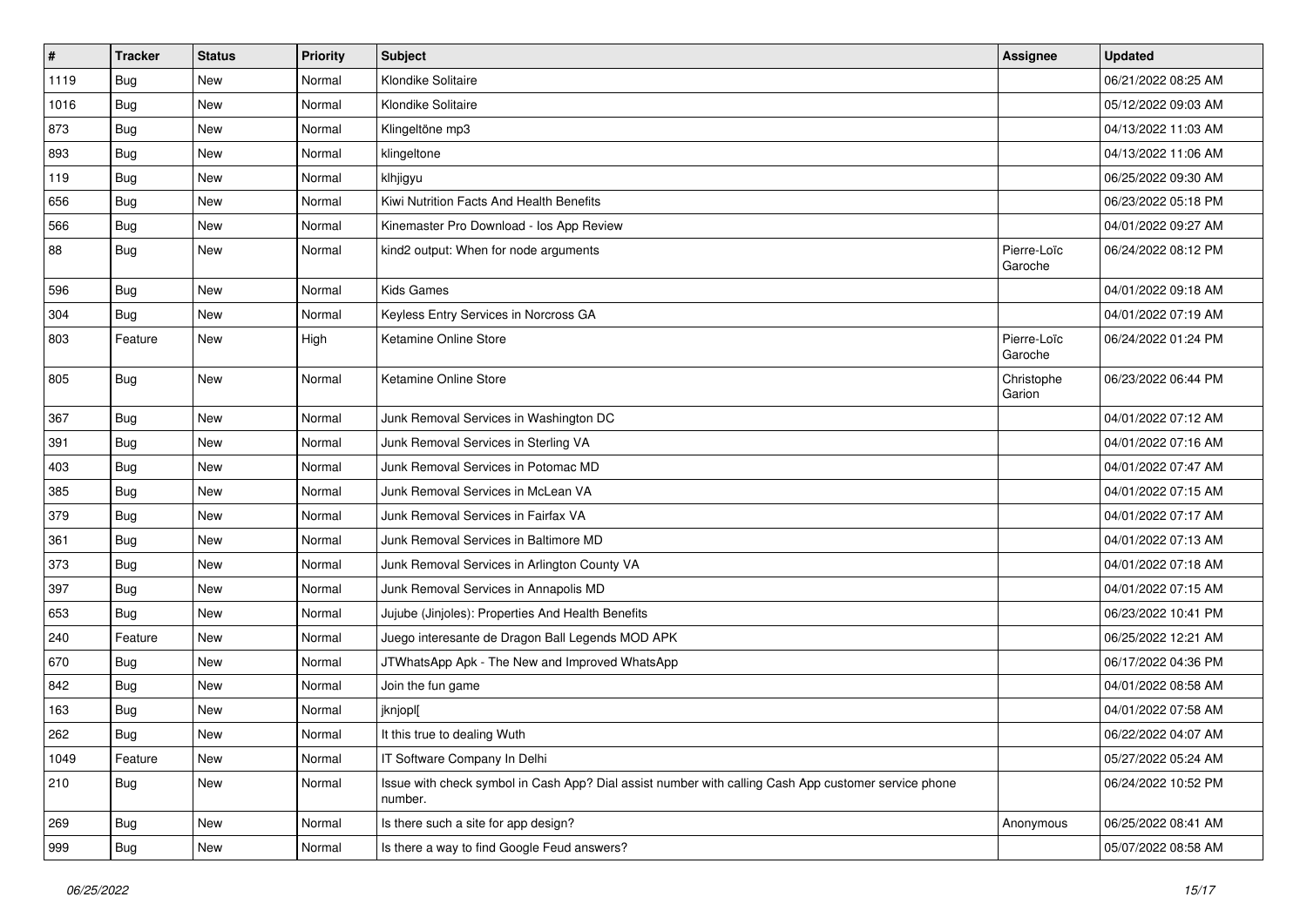| # | Tracker | Status | Priority | Subject | Assignee | Updated |
|---|---|---|---|---|---|---|
| 1119 | Bug | New | Normal | Klondike Solitaire | | 06/21/2022 08:25 AM |
| 1016 | Bug | New | Normal | Klondike Solitaire | | 05/12/2022 09:03 AM |
| 873 | Bug | New | Normal | Klingeltöne mp3 | | 04/13/2022 11:03 AM |
| 893 | Bug | New | Normal | klingeltone | | 04/13/2022 11:06 AM |
| 119 | Bug | New | Normal | klhjigyu | | 06/25/2022 09:30 AM |
| 656 | Bug | New | Normal | Kiwi Nutrition Facts And Health Benefits | | 06/23/2022 05:18 PM |
| 566 | Bug | New | Normal | Kinemaster Pro Download - Ios App Review | | 04/01/2022 09:27 AM |
| 88 | Bug | New | Normal | kind2 output: When for node arguments | Pierre-Loïc Garoche | 06/24/2022 08:12 PM |
| 596 | Bug | New | Normal | Kids Games | | 04/01/2022 09:18 AM |
| 304 | Bug | New | Normal | Keyless Entry Services in Norcross GA | | 04/01/2022 07:19 AM |
| 803 | Feature | New | High | Ketamine Online Store | Pierre-Loïc Garoche | 06/24/2022 01:24 PM |
| 805 | Bug | New | Normal | Ketamine Online Store | Christophe Garion | 06/23/2022 06:44 PM |
| 367 | Bug | New | Normal | Junk Removal Services in Washington DC | | 04/01/2022 07:12 AM |
| 391 | Bug | New | Normal | Junk Removal Services in Sterling VA | | 04/01/2022 07:16 AM |
| 403 | Bug | New | Normal | Junk Removal Services in Potomac MD | | 04/01/2022 07:47 AM |
| 385 | Bug | New | Normal | Junk Removal Services in McLean VA | | 04/01/2022 07:15 AM |
| 379 | Bug | New | Normal | Junk Removal Services in Fairfax VA | | 04/01/2022 07:17 AM |
| 361 | Bug | New | Normal | Junk Removal Services in Baltimore MD | | 04/01/2022 07:13 AM |
| 373 | Bug | New | Normal | Junk Removal Services in Arlington County VA | | 04/01/2022 07:18 AM |
| 397 | Bug | New | Normal | Junk Removal Services in Annapolis MD | | 04/01/2022 07:15 AM |
| 653 | Bug | New | Normal | Jujube (Jinjoles): Properties And Health Benefits | | 06/23/2022 10:41 PM |
| 240 | Feature | New | Normal | Juego interesante de Dragon Ball Legends MOD APK | | 06/25/2022 12:21 AM |
| 670 | Bug | New | Normal | JTWhatsApp Apk - The New and Improved WhatsApp | | 06/17/2022 04:36 PM |
| 842 | Bug | New | Normal | Join the fun game | | 04/01/2022 08:58 AM |
| 163 | Bug | New | Normal | jknjopl[ | | 04/01/2022 07:58 AM |
| 262 | Bug | New | Normal | It this true to dealing Wuth | | 06/22/2022 04:07 AM |
| 1049 | Feature | New | Normal | IT Software Company In Delhi | | 05/27/2022 05:24 AM |
| 210 | Bug | New | Normal | Issue with check symbol in Cash App? Dial assist number with calling Cash App customer service phone number. | | 06/24/2022 10:52 PM |
| 269 | Bug | New | Normal | Is there such a site for app design? | Anonymous | 06/25/2022 08:41 AM |
| 999 | Bug | New | Normal | Is there a way to find Google Feud answers? | | 05/07/2022 08:58 AM |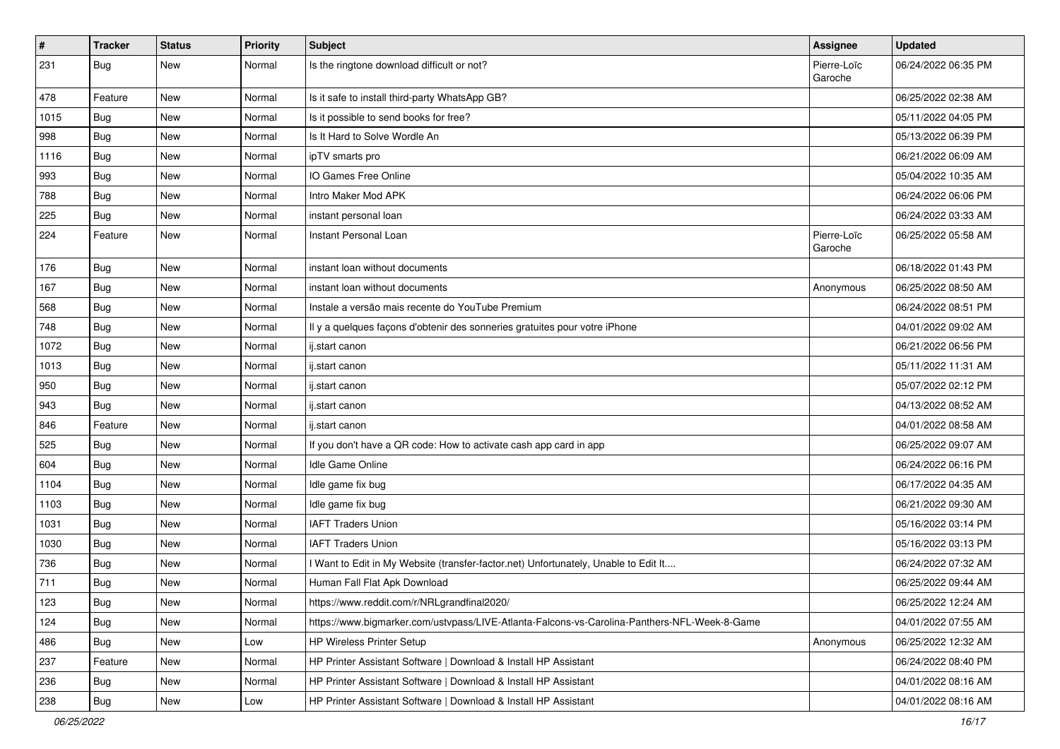| # | Tracker | Status | Priority | Subject | Assignee | Updated |
|---|---|---|---|---|---|---|
| 231 | Bug | New | Normal | Is the ringtone download difficult or not? | Pierre-Loïc Garoche | 06/24/2022 06:35 PM |
| 478 | Feature | New | Normal | Is it safe to install third-party WhatsApp GB? | | 06/25/2022 02:38 AM |
| 1015 | Bug | New | Normal | Is it possible to send books for free? | | 05/11/2022 04:05 PM |
| 998 | Bug | New | Normal | Is It Hard to Solve Wordle An | | 05/13/2022 06:39 PM |
| 1116 | Bug | New | Normal | ipTV smarts pro | | 06/21/2022 06:09 AM |
| 993 | Bug | New | Normal | IO Games Free Online | | 05/04/2022 10:35 AM |
| 788 | Bug | New | Normal | Intro Maker Mod APK | | 06/24/2022 06:06 PM |
| 225 | Bug | New | Normal | instant personal loan | | 06/24/2022 03:33 AM |
| 224 | Feature | New | Normal | Instant Personal Loan | Pierre-Loïc Garoche | 06/25/2022 05:58 AM |
| 176 | Bug | New | Normal | instant loan without documents | | 06/18/2022 01:43 PM |
| 167 | Bug | New | Normal | instant loan without documents | Anonymous | 06/25/2022 08:50 AM |
| 568 | Bug | New | Normal | Instale a versão mais recente do YouTube Premium | | 06/24/2022 08:51 PM |
| 748 | Bug | New | Normal | Il y a quelques façons d'obtenir des sonneries gratuites pour votre iPhone | | 04/01/2022 09:02 AM |
| 1072 | Bug | New | Normal | ij.start canon | | 06/21/2022 06:56 PM |
| 1013 | Bug | New | Normal | ij.start canon | | 05/11/2022 11:31 AM |
| 950 | Bug | New | Normal | ij.start canon | | 05/07/2022 02:12 PM |
| 943 | Bug | New | Normal | ij.start canon | | 04/13/2022 08:52 AM |
| 846 | Feature | New | Normal | ij.start canon | | 04/01/2022 08:58 AM |
| 525 | Bug | New | Normal | If you don't have a QR code: How to activate cash app card in app | | 06/25/2022 09:07 AM |
| 604 | Bug | New | Normal | Idle Game Online | | 06/24/2022 06:16 PM |
| 1104 | Bug | New | Normal | Idle game fix bug | | 06/17/2022 04:35 AM |
| 1103 | Bug | New | Normal | Idle game fix bug | | 06/21/2022 09:30 AM |
| 1031 | Bug | New | Normal | IAFT Traders Union | | 05/16/2022 03:14 PM |
| 1030 | Bug | New | Normal | IAFT Traders Union | | 05/16/2022 03:13 PM |
| 736 | Bug | New | Normal | I Want to Edit in My Website (transfer-factor.net) Unfortunately, Unable to Edit It.... | | 06/24/2022 07:32 AM |
| 711 | Bug | New | Normal | Human Fall Flat Apk Download | | 06/25/2022 09:44 AM |
| 123 | Bug | New | Normal | https://www.reddit.com/r/NRLgrandfinal2020/ | | 06/25/2022 12:24 AM |
| 124 | Bug | New | Normal | https://www.bigmarker.com/ustvpass/LIVE-Atlanta-Falcons-vs-Carolina-Panthers-NFL-Week-8-Game | | 04/01/2022 07:55 AM |
| 486 | Bug | New | Low | HP Wireless Printer Setup | Anonymous | 06/25/2022 12:32 AM |
| 237 | Feature | New | Normal | HP Printer Assistant Software \| Download & Install HP Assistant | | 06/24/2022 08:40 PM |
| 236 | Bug | New | Normal | HP Printer Assistant Software \| Download & Install HP Assistant | | 04/01/2022 08:16 AM |
| 238 | Bug | New | Low | HP Printer Assistant Software \| Download & Install HP Assistant | | 04/01/2022 08:16 AM |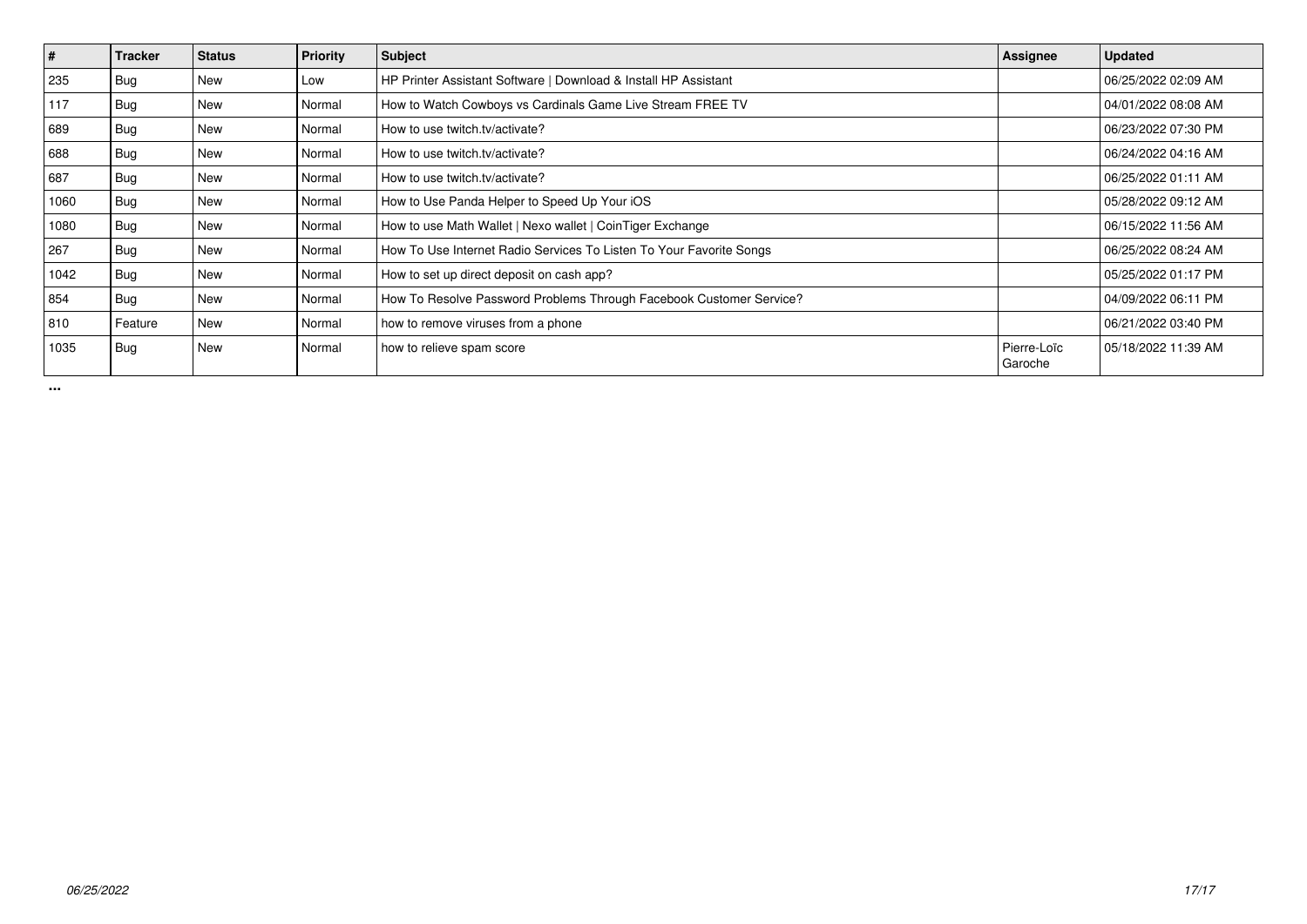| # | Tracker | Status | Priority | Subject | Assignee | Updated |
|---|---|---|---|---|---|---|
| 235 | Bug | New | Low | HP Printer Assistant Software \| Download & Install HP Assistant | | 06/25/2022 02:09 AM |
| 117 | Bug | New | Normal | How to Watch Cowboys vs Cardinals Game Live Stream FREE TV | | 04/01/2022 08:08 AM |
| 689 | Bug | New | Normal | How to use twitch.tv/activate? | | 06/23/2022 07:30 PM |
| 688 | Bug | New | Normal | How to use twitch.tv/activate? | | 06/24/2022 04:16 AM |
| 687 | Bug | New | Normal | How to use twitch.tv/activate? | | 06/25/2022 01:11 AM |
| 1060 | Bug | New | Normal | How to Use Panda Helper to Speed Up Your iOS | | 05/28/2022 09:12 AM |
| 1080 | Bug | New | Normal | How to use Math Wallet \| Nexo wallet \| CoinTiger Exchange | | 06/15/2022 11:56 AM |
| 267 | Bug | New | Normal | How To Use Internet Radio Services To Listen To Your Favorite Songs | | 06/25/2022 08:24 AM |
| 1042 | Bug | New | Normal | How to set up direct deposit on cash app? | | 05/25/2022 01:17 PM |
| 854 | Bug | New | Normal | How To Resolve Password Problems Through Facebook Customer Service? | | 04/09/2022 06:11 PM |
| 810 | Feature | New | Normal | how to remove viruses from a phone | | 06/21/2022 03:40 PM |
| 1035 | Bug | New | Normal | how to relieve spam score | Pierre-Loïc Garoche | 05/18/2022 11:39 AM |

...